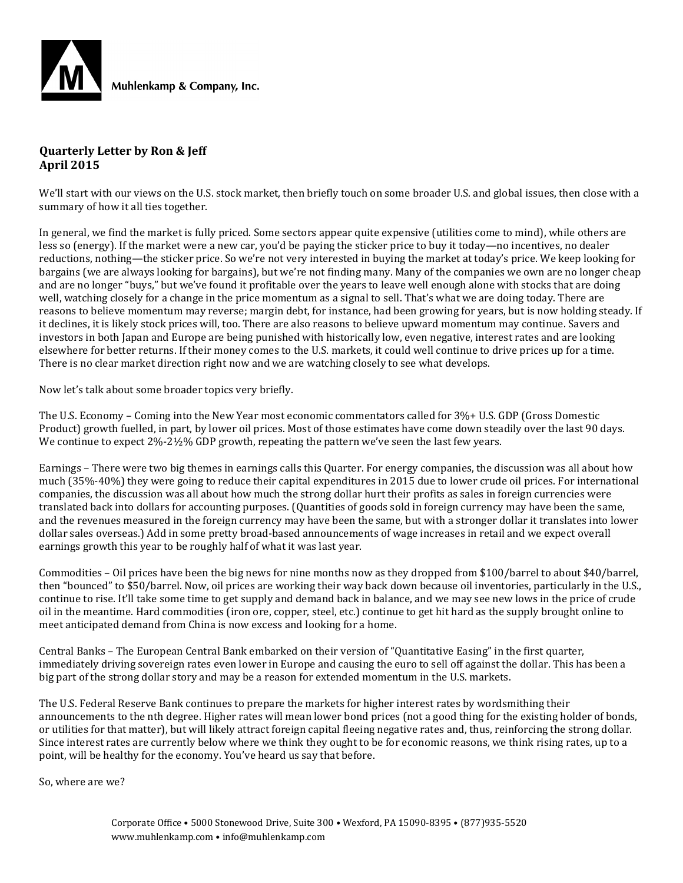Muhlenkamp & Company, Inc.

**Quarterly Letter by Ron & Jeff**
**April 2015**

We'll start with our views on the U.S. stock market, then briefly touch on some broader U.S. and global issues, then close with a summary of how it all ties together.

In general, we find the market is fully priced. Some sectors appear quite expensive (utilities come to mind), while others are less so (energy). If the market were a new car, you'd be paying the sticker price to buy it today—no incentives, no dealer reductions, nothing—the sticker price. So we're not very interested in buying the market at today's price. We keep looking for bargains (we are always looking for bargains), but we're not finding many. Many of the companies we own are no longer cheap and are no longer "buys," but we've found it profitable over the years to leave well enough alone with stocks that are doing well, watching closely for a change in the price momentum as a signal to sell. That's what we are doing today. There are reasons to believe momentum may reverse; margin debt, for instance, had been growing for years, but is now holding steady. If it declines, it is likely stock prices will, too. There are also reasons to believe upward momentum may continue. Savers and investors in both Japan and Europe are being punished with historically low, even negative, interest rates and are looking elsewhere for better returns. If their money comes to the U.S. markets, it could well continue to drive prices up for a time. There is no clear market direction right now and we are watching closely to see what develops.

Now let's talk about some broader topics very briefly.

The U.S. Economy – Coming into the New Year most economic commentators called for 3%+ U.S. GDP (Gross Domestic Product) growth fuelled, in part, by lower oil prices. Most of those estimates have come down steadily over the last 90 days. We continue to expect 2%-2½% GDP growth, repeating the pattern we've seen the last few years.

Earnings – There were two big themes in earnings calls this Quarter. For energy companies, the discussion was all about how much (35%-40%) they were going to reduce their capital expenditures in 2015 due to lower crude oil prices. For international companies, the discussion was all about how much the strong dollar hurt their profits as sales in foreign currencies were translated back into dollars for accounting purposes. (Quantities of goods sold in foreign currency may have been the same, and the revenues measured in the foreign currency may have been the same, but with a stronger dollar it translates into lower dollar sales overseas.) Add in some pretty broad-based announcements of wage increases in retail and we expect overall earnings growth this year to be roughly half of what it was last year.

Commodities – Oil prices have been the big news for nine months now as they dropped from $100/barrel to about $40/barrel, then "bounced" to $50/barrel. Now, oil prices are working their way back down because oil inventories, particularly in the U.S., continue to rise. It'll take some time to get supply and demand back in balance, and we may see new lows in the price of crude oil in the meantime. Hard commodities (iron ore, copper, steel, etc.) continue to get hit hard as the supply brought online to meet anticipated demand from China is now excess and looking for a home.

Central Banks – The European Central Bank embarked on their version of "Quantitative Easing" in the first quarter, immediately driving sovereign rates even lower in Europe and causing the euro to sell off against the dollar. This has been a big part of the strong dollar story and may be a reason for extended momentum in the U.S. markets.

The U.S. Federal Reserve Bank continues to prepare the markets for higher interest rates by wordsmithing their announcements to the nth degree. Higher rates will mean lower bond prices (not a good thing for the existing holder of bonds, or utilities for that matter), but will likely attract foreign capital fleeing negative rates and, thus, reinforcing the strong dollar. Since interest rates are currently below where we think they ought to be for economic reasons, we think rising rates, up to a point, will be healthy for the economy. You've heard us say that before.

So, where are we?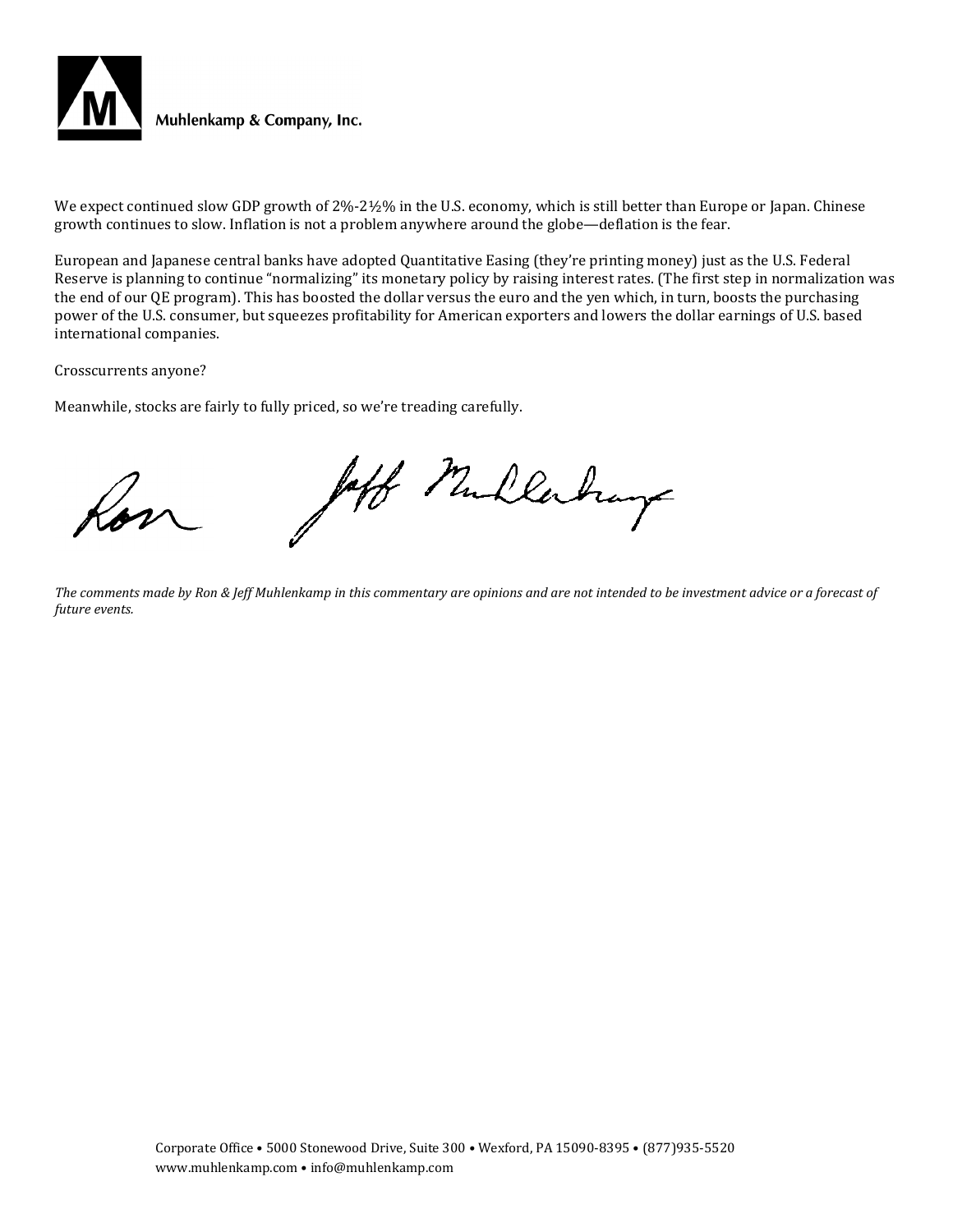Muhlenkamp & Company, Inc.

We expect continued slow GDP growth of 2%-2½% in the U.S. economy, which is still better than Europe or Japan. Chinese growth continues to slow. Inflation is not a problem anywhere around the globe—deflation is the fear.

European and Japanese central banks have adopted Quantitative Easing (they're printing money) just as the U.S. Federal Reserve is planning to continue "normalizing" its monetary policy by raising interest rates. (The first step in normalization was the end of our QE program). This has boosted the dollar versus the euro and the yen which, in turn, boosts the purchasing power of the U.S. consumer, but squeezes profitability for American exporters and lowers the dollar earnings of U.S. based international companies.

Crosscurrents anyone?

Meanwhile, stocks are fairly to fully priced, so we're treading carefully.

Ron Jeff Muhlenkamp

*The comments made by Ron & Jeff Muhlenkamp in this commentary are opinions and are not intended to be investment advice or a forecast of future events.*

Corporate Office • 5000 Stonewood Drive, Suite 300 • Wexford, PA 15090-8395 • (877)935-5520
www.muhlenkamp.com • info@muhlenkamp.com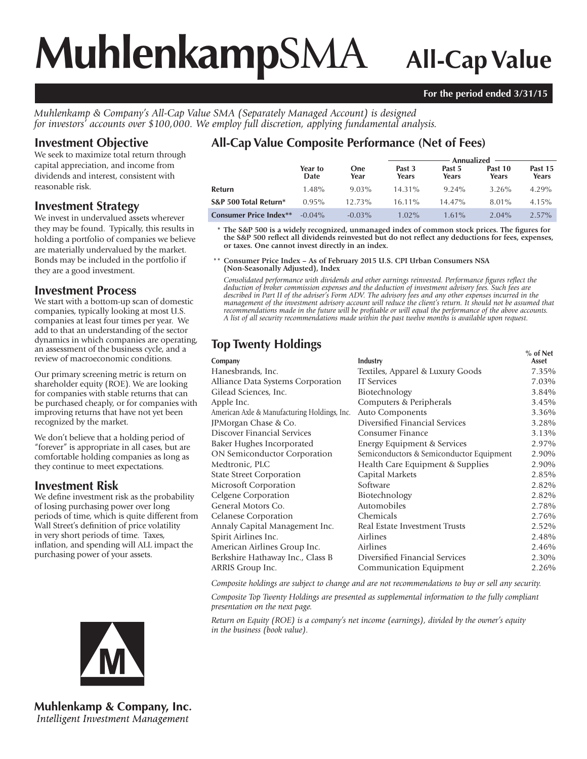# MuhlenkampSMA All-Cap Value

**For the period ended 3/31/15**

*Muhlenkamp & Company's All-Cap Value SMA (Separately Managed Account) is designed for investors' accounts over $100,000. We employ full discretion, applying fundamental analysis.*

## Investment Objective

We seek to maximize total return through capital appreciation, and income from dividends and interest, consistent with reasonable risk.

## Investment Strategy

We invest in undervalued assets wherever they may be found. Typically, this results in holding a portfolio of companies we believe are materially undervalued by the market. Bonds may be included in the portfolio if they are a good investment.

## Investment Process

We start with a bottom-up scan of domestic companies, typically looking at most U.S. companies at least four times per year. We add to that an understanding of the sector dynamics in which companies are operating, an assessment of the business cycle, and a review of macroeconomic conditions.

Our primary screening metric is return on shareholder equity (ROE). We are looking for companies with stable returns that can be purchased cheaply, or for companies with improving returns that have not yet been recognized by the market.

We don't believe that a holding period of "forever" is appropriate in all cases, but are comfortable holding companies as long as they continue to meet expectations.

## Investment Risk

We define investment risk as the probability of losing purchasing power over long periods of time, which is quite different from Wall Street's definition of price volatility in very short periods of time. Taxes, inflation, and spending will ALL impact the purchasing power of your assets.

## All-Cap Value Composite Performance (Net of Fees)

| | Year to Date | One Year | Annualized Past 3 Years | Past 5 Years | Past 10 Years | Past 15 Years |
|---|---|---|---|---|---|---|
| **Return** | 1.48% | 9.03% | 14.31% | 9.24% | 3.26% | 4.29% |
| **S&P 500 Total Return*** | 0.95% | 12.73% | 16.11% | 14.47% | 8.01% | 4.15% |
| **Consumer Price Index**** | -0.04% | -0.03% | 1.02% | 1.61% | 2.04% | 2.57% |

**\* The S&P 500 is a widely recognized, unmanaged index of common stock prices. The figures for the S&P 500 reflect all dividends reinvested but do not reflect any deductions for fees, expenses, or taxes. One cannot invest directly in an index.**

**\*\* Consumer Price Index – As of February 2015 U.S. CPI Urban Consumers NSA (Non-Seasonally Adjusted), Index**

*Consolidated performance with dividends and other earnings reinvested. Performance figures reflect the deduction of broker commission expenses and the deduction of investment advisory fees. Such fees are described in Part II of the adviser's Form ADV. The advisory fees and any other expenses incurred in the management of the investment advisory account will reduce the client's return. It should not be assumed that recommendations made in the future will be profitable or will equal the performance of the above accounts. A list of all security recommendations made within the past twelve months is available upon request.*

## Top Twenty Holdings

| Company | Industry | % of Net Asset |
|---|---|---|
| Hanesbrands, Inc. | Textiles, Apparel & Luxury Goods | 7.35% |
| Alliance Data Systems Corporation | IT Services | 7.03% |
| Gilead Sciences, Inc. | Biotechnology | 3.84% |
| Apple Inc. | Computers & Peripherals | 3.45% |
| American Axle & Manufacturing Holdings, Inc. | Auto Components | 3.36% |
| JPMorgan Chase & Co. | Diversified Financial Services | 3.28% |
| Discover Financial Services | Consumer Finance | 3.13% |
| Baker Hughes Incorporated | Energy Equipment & Services | 2.97% |
| ON Semiconductor Corporation | Semiconductors & Semiconductor Equipment | 2.90% |
| Medtronic, PLC | Health Care Equipment & Supplies | 2.90% |
| State Street Corporation | Capital Markets | 2.85% |
| Microsoft Corporation | Software | 2.82% |
| Celgene Corporation | Biotechnology | 2.82% |
| General Motors Co. | Automobiles | 2.78% |
| Celanese Corporation | Chemicals | 2.76% |
| Annaly Capital Management Inc. | Real Estate Investment Trusts | 2.52% |
| Spirit Airlines Inc. | Airlines | 2.48% |
| American Airlines Group Inc. | Airlines | 2.46% |
| Berkshire Hathaway Inc., Class B | Diversified Financial Services | 2.30% |
| ARRIS Group Inc. | Communication Equipment | 2.26% |

*Composite holdings are subject to change and are not recommendations to buy or sell any security.*

*Composite Top Twenty Holdings are presented as supplemental information to the fully compliant presentation on the next page.*

*Return on Equity (ROE) is a company's net income (earnings), divided by the owner's equity in the business (book value).*

**Muhlenkamp & Company, Inc.**
*Intelligent Investment Management*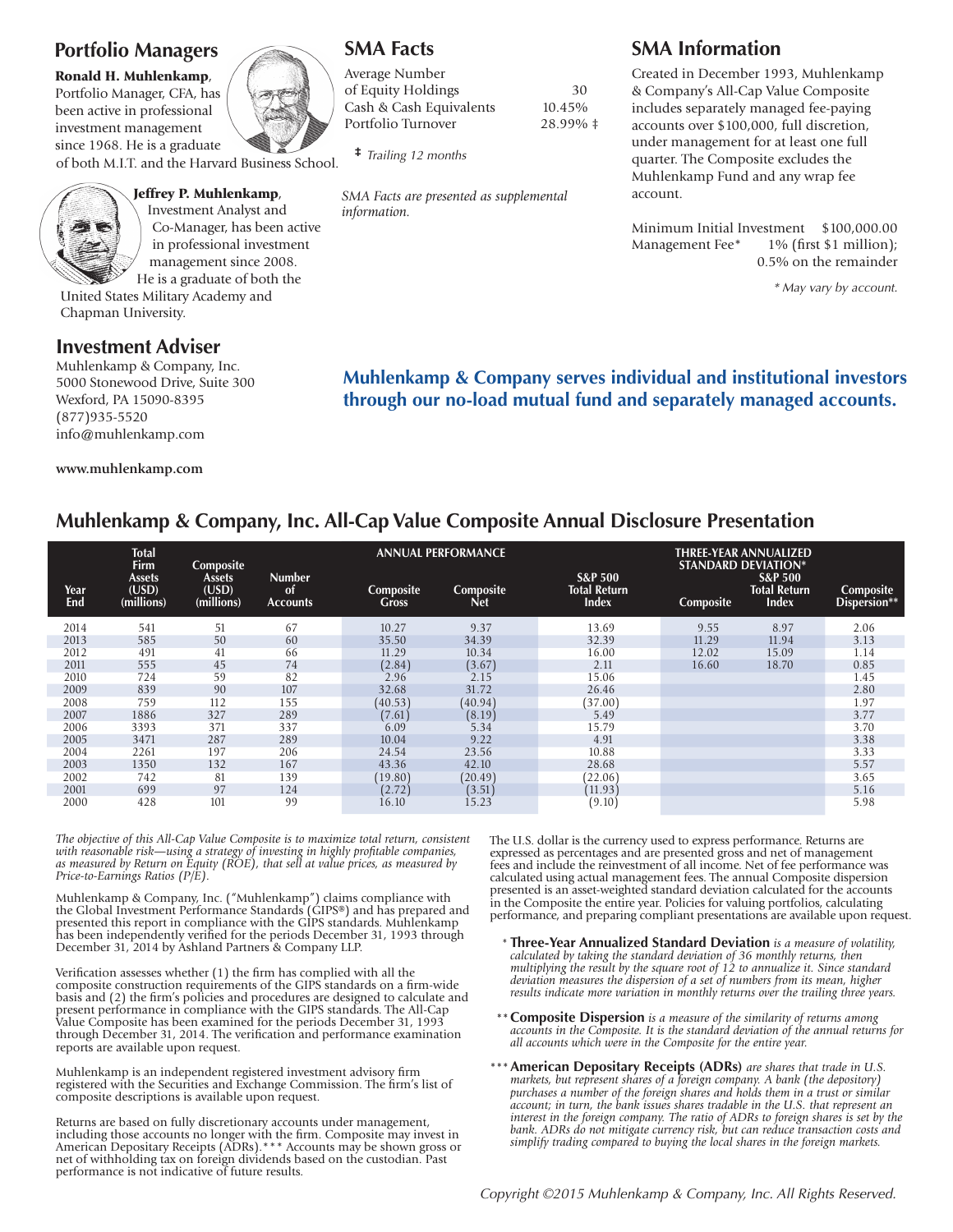## Portfolio Managers

**Ronald H. Muhlenkamp**, Portfolio Manager, CFA, has been active in professional investment management since 1968. He is a graduate of both M.I.T. and the Harvard Business School.

**Jeffrey P. Muhlenkamp**, Investment Analyst and Co-Manager, has been active in professional investment management since 2008. He is a graduate of both the United States Military Academy and Chapman University.

## Investment Adviser

Muhlenkamp & Company, Inc.
5000 Stonewood Drive, Suite 300
Wexford, PA 15090-8395
(877)935-5520
info@muhlenkamp.com

**www.muhlenkamp.com**

## SMA Facts

| | |
|---|---|
| Average Number of Equity Holdings | 30 |
| Cash & Cash Equivalents | 10.45% |
| Portfolio Turnover | 28.99% ‡ |

‡ *Trailing 12 months*

*SMA Facts are presented as supplemental information.*

## SMA Information

Created in December 1993, Muhlenkamp & Company's All-Cap Value Composite includes separately managed fee-paying accounts over $100,000, full discretion, under management for at least one full quarter. The Composite excludes the Muhlenkamp Fund and any wrap fee account.

Minimum Initial Investment $100,000.00
Management Fee* 1% (first $1 million); 0.5% on the remainder

*\* May vary by account.*

**Muhlenkamp & Company serves individual and institutional investors through our no-load mutual fund and separately managed accounts.**

## Muhlenkamp & Company, Inc. All-Cap Value Composite Annual Disclosure Presentation

| | | | | ANNUAL PERFORMANCE | | | THREE-YEAR ANNUALIZED STANDARD DEVIATION* | | |
|---|---|---|---|---|---|---|---|---|---|
| Year End | Total Firm Assets (USD) (millions) | Composite Assets (USD) (millions) | Number of Accounts | Composite Gross | Composite Net | S&P 500 Total Return Index | Composite | S&P 500 Total Return Index | Composite Dispersion** |
| 2014 | 541 | 51 | 67 | 10.27 | 9.37 | 13.69 | 9.55 | 8.97 | 2.06 |
| 2013 | 585 | 50 | 60 | 35.50 | 34.39 | 32.39 | 11.29 | 11.94 | 3.13 |
| 2012 | 491 | 41 | 66 | 11.29 | 10.34 | 16.00 | 12.02 | 15.09 | 1.14 |
| 2011 | 555 | 45 | 74 | (2.84) | (3.67) | 2.11 | 16.60 | 18.70 | 0.85 |
| 2010 | 724 | 59 | 82 | 2.96 | 2.15 | 15.06 | | | 1.45 |
| 2009 | 839 | 90 | 107 | 32.68 | 31.72 | 26.46 | | | 2.80 |
| 2008 | 759 | 112 | 155 | (40.53) | (40.94) | (37.00) | | | 1.97 |
| 2007 | 1886 | 327 | 289 | (7.61) | (8.19) | 5.49 | | | 3.77 |
| 2006 | 3393 | 371 | 337 | 6.09 | 5.34 | 15.79 | | | 3.70 |
| 2005 | 3471 | 287 | 289 | 10.04 | 9.22 | 4.91 | | | 3.38 |
| 2004 | 2261 | 197 | 206 | 24.54 | 23.56 | 10.88 | | | 3.33 |
| 2003 | 1350 | 132 | 167 | 43.36 | 42.10 | 28.68 | | | 5.57 |
| 2002 | 742 | 81 | 139 | (19.80) | (20.49) | (22.06) | | | 3.65 |
| 2001 | 699 | 97 | 124 | (2.72) | (3.51) | (11.93) | | | 5.16 |
| 2000 | 428 | 101 | 99 | 16.10 | 15.23 | (9.10) | | | 5.98 |

*The objective of this All-Cap Value Composite is to maximize total return, consistent with reasonable risk—using a strategy of investing in highly profitable companies, as measured by Return on Equity (ROE), that sell at value prices, as measured by Price-to-Earnings Ratios (P/E).*

Muhlenkamp & Company, Inc. ("Muhlenkamp") claims compliance with the Global Investment Performance Standards (GIPS®) and has prepared and presented this report in compliance with the GIPS standards. Muhlenkamp has been independently verified for the periods December 31, 1993 through December 31, 2014 by Ashland Partners & Company LLP.

Verification assesses whether (1) the firm has complied with all the composite construction requirements of the GIPS standards on a firm-wide basis and (2) the firm's policies and procedures are designed to calculate and present performance in compliance with the GIPS standards. The All-Cap Value Composite has been examined for the periods December 31, 1993 through December 31, 2014. The verification and performance examination reports are available upon request.

Muhlenkamp is an independent registered investment advisory firm registered with the Securities and Exchange Commission. The firm's list of composite descriptions is available upon request.

Returns are based on fully discretionary accounts under management, including those accounts no longer with the firm. Composite may invest in American Depositary Receipts (ADRs).*** Accounts may be shown gross or net of withholding tax on foreign dividends based on the custodian. Past performance is not indicative of future results.

The U.S. dollar is the currency used to express performance. Returns are expressed as percentages and are presented gross and net of management fees and include the reinvestment of all income. Net of fee performance was calculated using actual management fees. The annual Composite dispersion presented is an asset-weighted standard deviation calculated for the accounts in the Composite the entire year. Policies for valuing portfolios, calculating performance, and preparing compliant presentations are available upon request.

\* **Three-Year Annualized Standard Deviation** *is a measure of volatility, calculated by taking the standard deviation of 36 monthly returns, then multiplying the result by the square root of 12 to annualize it. Since standard deviation measures the dispersion of a set of numbers from its mean, higher results indicate more variation in monthly returns over the trailing three years.*

\*\* **Composite Dispersion** *is a measure of the similarity of returns among accounts in the Composite. It is the standard deviation of the annual returns for all accounts which were in the Composite for the entire year.*

\*\*\* **American Depositary Receipts (ADRs)** *are shares that trade in U.S. markets, but represent shares of a foreign company. A bank (the depository) purchases a number of the foreign shares and holds them in a trust or similar account; in turn, the bank issues shares tradable in the U.S. that represent an interest in the foreign company. The ratio of ADRs to foreign shares is set by the bank. ADRs do not mitigate currency risk, but can reduce transaction costs and simplify trading compared to buying the local shares in the foreign markets.*

*Copyright ©2015 Muhlenkamp & Company, Inc. All Rights Reserved.*